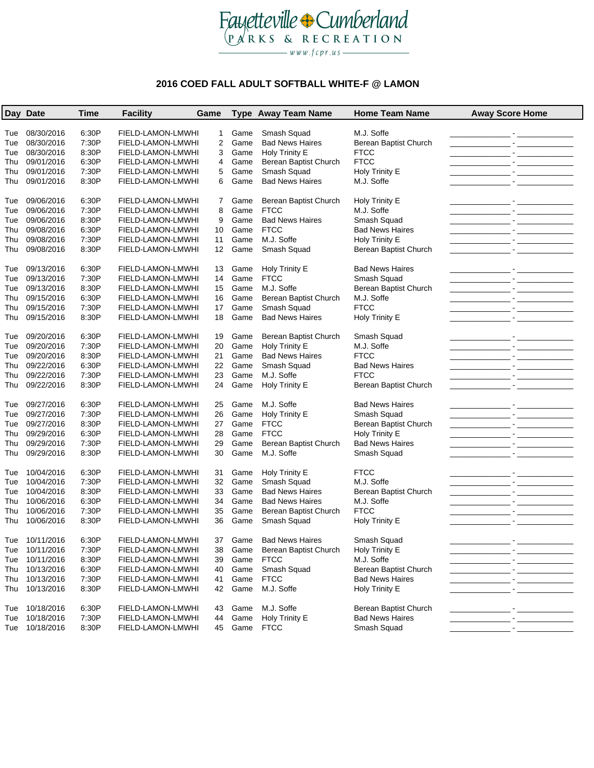Fayetteville Cumberland
PARKS & RECREATION
www.fcpr.us

## 2016 COED FALL ADULT SOFTBALL WHITE-F @ LAMON

| Day | Date | Time | Facility | Game | Type | Away Team Name | Home Team Name | Away Score Home |
|---|---|---|---|---|---|---|---|---|
| Tue | 08/30/2016 | 6:30P | FIELD-LAMON-LMWHI | 1 | Game | Smash Squad | M.J. Soffe | ___ - ___ |
| Tue | 08/30/2016 | 7:30P | FIELD-LAMON-LMWHI | 2 | Game | Bad News Haires | Berean Baptist Church | ___ - ___ |
| Tue | 08/30/2016 | 8:30P | FIELD-LAMON-LMWHI | 3 | Game | Holy Trinity E | FTCC | ___ - ___ |
| Thu | 09/01/2016 | 6:30P | FIELD-LAMON-LMWHI | 4 | Game | Berean Baptist Church | FTCC | ___ - ___ |
| Thu | 09/01/2016 | 7:30P | FIELD-LAMON-LMWHI | 5 | Game | Smash Squad | Holy Trinity E | ___ - ___ |
| Thu | 09/01/2016 | 8:30P | FIELD-LAMON-LMWHI | 6 | Game | Bad News Haires | M.J. Soffe | ___ - ___ |
| Tue | 09/06/2016 | 6:30P | FIELD-LAMON-LMWHI | 7 | Game | Berean Baptist Church | Holy Trinity E | ___ - ___ |
| Tue | 09/06/2016 | 7:30P | FIELD-LAMON-LMWHI | 8 | Game | FTCC | M.J. Soffe | ___ - ___ |
| Tue | 09/06/2016 | 8:30P | FIELD-LAMON-LMWHI | 9 | Game | Bad News Haires | Smash Squad | ___ - ___ |
| Thu | 09/08/2016 | 6:30P | FIELD-LAMON-LMWHI | 10 | Game | FTCC | Bad News Haires | ___ - ___ |
| Thu | 09/08/2016 | 7:30P | FIELD-LAMON-LMWHI | 11 | Game | M.J. Soffe | Holy Trinity E | ___ - ___ |
| Thu | 09/08/2016 | 8:30P | FIELD-LAMON-LMWHI | 12 | Game | Smash Squad | Berean Baptist Church | ___ - ___ |
| Tue | 09/13/2016 | 6:30P | FIELD-LAMON-LMWHI | 13 | Game | Holy Trinity E | Bad News Haires | ___ - ___ |
| Tue | 09/13/2016 | 7:30P | FIELD-LAMON-LMWHI | 14 | Game | FTCC | Smash Squad | ___ - ___ |
| Tue | 09/13/2016 | 8:30P | FIELD-LAMON-LMWHI | 15 | Game | M.J. Soffe | Berean Baptist Church | ___ - ___ |
| Thu | 09/15/2016 | 6:30P | FIELD-LAMON-LMWHI | 16 | Game | Berean Baptist Church | M.J. Soffe | ___ - ___ |
| Thu | 09/15/2016 | 7:30P | FIELD-LAMON-LMWHI | 17 | Game | Smash Squad | FTCC | ___ - ___ |
| Thu | 09/15/2016 | 8:30P | FIELD-LAMON-LMWHI | 18 | Game | Bad News Haires | Holy Trinity E | ___ - ___ |
| Tue | 09/20/2016 | 6:30P | FIELD-LAMON-LMWHI | 19 | Game | Berean Baptist Church | Smash Squad | ___ - ___ |
| Tue | 09/20/2016 | 7:30P | FIELD-LAMON-LMWHI | 20 | Game | Holy Trinity E | M.J. Soffe | ___ - ___ |
| Tue | 09/20/2016 | 8:30P | FIELD-LAMON-LMWHI | 21 | Game | Bad News Haires | FTCC | ___ - ___ |
| Thu | 09/22/2016 | 6:30P | FIELD-LAMON-LMWHI | 22 | Game | Smash Squad | Bad News Haires | ___ - ___ |
| Thu | 09/22/2016 | 7:30P | FIELD-LAMON-LMWHI | 23 | Game | M.J. Soffe | FTCC | ___ - ___ |
| Thu | 09/22/2016 | 8:30P | FIELD-LAMON-LMWHI | 24 | Game | Holy Trinity E | Berean Baptist Church | ___ - ___ |
| Tue | 09/27/2016 | 6:30P | FIELD-LAMON-LMWHI | 25 | Game | M.J. Soffe | Bad News Haires | ___ - ___ |
| Tue | 09/27/2016 | 7:30P | FIELD-LAMON-LMWHI | 26 | Game | Holy Trinity E | Smash Squad | ___ - ___ |
| Tue | 09/27/2016 | 8:30P | FIELD-LAMON-LMWHI | 27 | Game | FTCC | Berean Baptist Church | ___ - ___ |
| Thu | 09/29/2016 | 6:30P | FIELD-LAMON-LMWHI | 28 | Game | FTCC | Holy Trinity E | ___ - ___ |
| Thu | 09/29/2016 | 7:30P | FIELD-LAMON-LMWHI | 29 | Game | Berean Baptist Church | Bad News Haires | ___ - ___ |
| Thu | 09/29/2016 | 8:30P | FIELD-LAMON-LMWHI | 30 | Game | M.J. Soffe | Smash Squad | ___ - ___ |
| Tue | 10/04/2016 | 6:30P | FIELD-LAMON-LMWHI | 31 | Game | Holy Trinity E | FTCC | ___ - ___ |
| Tue | 10/04/2016 | 7:30P | FIELD-LAMON-LMWHI | 32 | Game | Smash Squad | M.J. Soffe | ___ - ___ |
| Tue | 10/04/2016 | 8:30P | FIELD-LAMON-LMWHI | 33 | Game | Bad News Haires | Berean Baptist Church | ___ - ___ |
| Thu | 10/06/2016 | 6:30P | FIELD-LAMON-LMWHI | 34 | Game | Bad News Haires | M.J. Soffe | ___ - ___ |
| Thu | 10/06/2016 | 7:30P | FIELD-LAMON-LMWHI | 35 | Game | Berean Baptist Church | FTCC | ___ - ___ |
| Thu | 10/06/2016 | 8:30P | FIELD-LAMON-LMWHI | 36 | Game | Smash Squad | Holy Trinity E | ___ - ___ |
| Tue | 10/11/2016 | 6:30P | FIELD-LAMON-LMWHI | 37 | Game | Bad News Haires | Smash Squad | ___ - ___ |
| Tue | 10/11/2016 | 7:30P | FIELD-LAMON-LMWHI | 38 | Game | Berean Baptist Church | Holy Trinity E | ___ - ___ |
| Tue | 10/11/2016 | 8:30P | FIELD-LAMON-LMWHI | 39 | Game | FTCC | M.J. Soffe | ___ - ___ |
| Thu | 10/13/2016 | 6:30P | FIELD-LAMON-LMWHI | 40 | Game | Smash Squad | Berean Baptist Church | ___ - ___ |
| Thu | 10/13/2016 | 7:30P | FIELD-LAMON-LMWHI | 41 | Game | FTCC | Bad News Haires | ___ - ___ |
| Thu | 10/13/2016 | 8:30P | FIELD-LAMON-LMWHI | 42 | Game | M.J. Soffe | Holy Trinity E | ___ - ___ |
| Tue | 10/18/2016 | 6:30P | FIELD-LAMON-LMWHI | 43 | Game | M.J. Soffe | Berean Baptist Church | ___ - ___ |
| Tue | 10/18/2016 | 7:30P | FIELD-LAMON-LMWHI | 44 | Game | Holy Trinity E | Bad News Haires | ___ - ___ |
| Tue | 10/18/2016 | 8:30P | FIELD-LAMON-LMWHI | 45 | Game | FTCC | Smash Squad | ___ - ___ |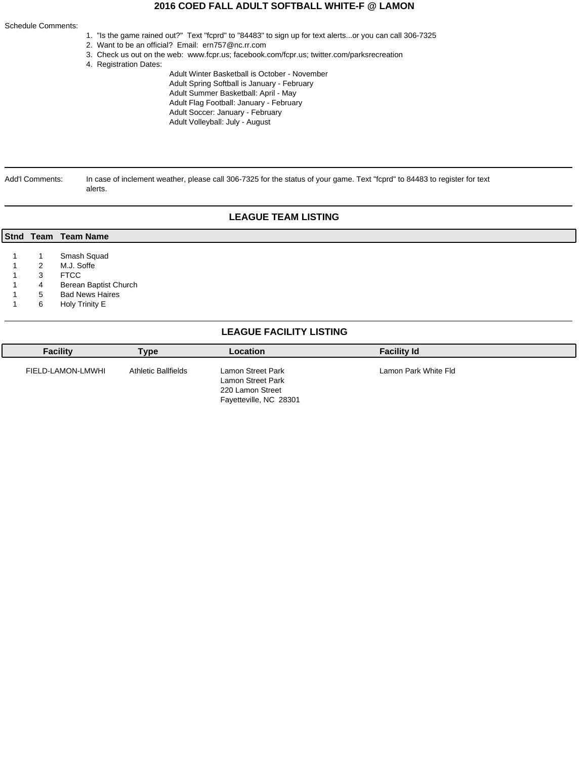# 2016 COED FALL ADULT SOFTBALL WHITE-F @ LAMON

Schedule Comments:

1. "Is the game rained out?" Text "fcprd" to "84483" to sign up for text alerts...or you can call 306-7325
2. Want to be an official? Email: ern757@nc.rr.com
3. Check us out on the web: www.fcpr.us; facebook.com/fcpr.us; twitter.com/parksrecreation
4. Registration Dates:

   Adult Winter Basketball is October - November
   Adult Spring Softball is January - February
   Adult Summer Basketball: April - May
   Adult Flag Football: January - February
   Adult Soccer: January - February
   Adult Volleyball: July - August

Add'l Comments: In case of inclement weather, please call 306-7325 for the status of your game. Text "fcprd" to 84483 to register for text alerts.

## LEAGUE TEAM LISTING

| Stnd | Team | Team Name |
|---|---|---|
| 1 | 1 | Smash Squad |
| 1 | 2 | M.J. Soffe |
| 1 | 3 | FTCC |
| 1 | 4 | Berean Baptist Church |
| 1 | 5 | Bad News Haires |
| 1 | 6 | Holy Trinity E |

## LEAGUE FACILITY LISTING

| Facility | Type | Location | Facility Id |
|---|---|---|---|
| FIELD-LAMON-LMWHI | Athletic Ballfields | Lamon Street Park<br>Lamon Street Park<br>220 Lamon Street<br>Fayetteville, NC 28301 | Lamon Park White Fld |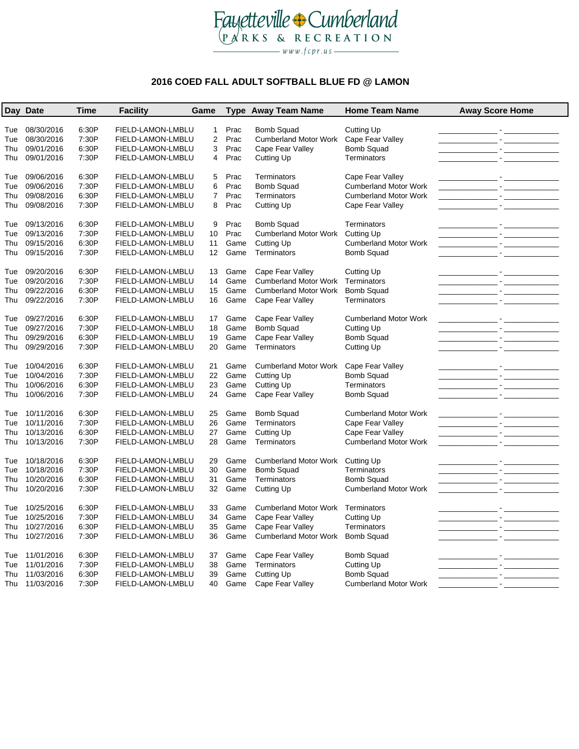Fayetteville Cumberland PARKS & RECREATION
www.fcpr.us

## 2016 COED FALL ADULT SOFTBALL BLUE FD @ LAMON

| Day | Date | Time | Facility | Game | Type | Away Team Name | Home Team Name | Away Score Home |
|---|---|---|---|---|---|---|---|---|
| Tue | 08/30/2016 | 6:30P | FIELD-LAMON-LMBLU | 1 | Prac | Bomb Squad | Cutting Up | ______ - ______ |
| Tue | 08/30/2016 | 7:30P | FIELD-LAMON-LMBLU | 2 | Prac | Cumberland Motor Work | Cape Fear Valley | ______ - ______ |
| Thu | 09/01/2016 | 6:30P | FIELD-LAMON-LMBLU | 3 | Prac | Cape Fear Valley | Bomb Squad | ______ - ______ |
| Thu | 09/01/2016 | 7:30P | FIELD-LAMON-LMBLU | 4 | Prac | Cutting Up | Terminators | ______ - ______ |
| Tue | 09/06/2016 | 6:30P | FIELD-LAMON-LMBLU | 5 | Prac | Terminators | Cape Fear Valley | ______ - ______ |
| Tue | 09/06/2016 | 7:30P | FIELD-LAMON-LMBLU | 6 | Prac | Bomb Squad | Cumberland Motor Work | ______ - ______ |
| Thu | 09/08/2016 | 6:30P | FIELD-LAMON-LMBLU | 7 | Prac | Terminators | Cumberland Motor Work | ______ - ______ |
| Thu | 09/08/2016 | 7:30P | FIELD-LAMON-LMBLU | 8 | Prac | Cutting Up | Cape Fear Valley | ______ - ______ |
| Tue | 09/13/2016 | 6:30P | FIELD-LAMON-LMBLU | 9 | Prac | Bomb Squad | Terminators | ______ - ______ |
| Tue | 09/13/2016 | 7:30P | FIELD-LAMON-LMBLU | 10 | Prac | Cumberland Motor Work | Cutting Up | ______ - ______ |
| Thu | 09/15/2016 | 6:30P | FIELD-LAMON-LMBLU | 11 | Game | Cutting Up | Cumberland Motor Work | ______ - ______ |
| Thu | 09/15/2016 | 7:30P | FIELD-LAMON-LMBLU | 12 | Game | Terminators | Bomb Squad | ______ - ______ |
| Tue | 09/20/2016 | 6:30P | FIELD-LAMON-LMBLU | 13 | Game | Cape Fear Valley | Cutting Up | ______ - ______ |
| Tue | 09/20/2016 | 7:30P | FIELD-LAMON-LMBLU | 14 | Game | Cumberland Motor Work | Terminators | ______ - ______ |
| Thu | 09/22/2016 | 6:30P | FIELD-LAMON-LMBLU | 15 | Game | Cumberland Motor Work | Bomb Squad | ______ - ______ |
| Thu | 09/22/2016 | 7:30P | FIELD-LAMON-LMBLU | 16 | Game | Cape Fear Valley | Terminators | ______ - ______ |
| Tue | 09/27/2016 | 6:30P | FIELD-LAMON-LMBLU | 17 | Game | Cape Fear Valley | Cumberland Motor Work | ______ - ______ |
| Tue | 09/27/2016 | 7:30P | FIELD-LAMON-LMBLU | 18 | Game | Bomb Squad | Cutting Up | ______ - ______ |
| Thu | 09/29/2016 | 6:30P | FIELD-LAMON-LMBLU | 19 | Game | Cape Fear Valley | Bomb Squad | ______ - ______ |
| Thu | 09/29/2016 | 7:30P | FIELD-LAMON-LMBLU | 20 | Game | Terminators | Cutting Up | ______ - ______ |
| Tue | 10/04/2016 | 6:30P | FIELD-LAMON-LMBLU | 21 | Game | Cumberland Motor Work | Cape Fear Valley | ______ - ______ |
| Tue | 10/04/2016 | 7:30P | FIELD-LAMON-LMBLU | 22 | Game | Cutting Up | Bomb Squad | ______ - ______ |
| Thu | 10/06/2016 | 6:30P | FIELD-LAMON-LMBLU | 23 | Game | Cutting Up | Terminators | ______ - ______ |
| Thu | 10/06/2016 | 7:30P | FIELD-LAMON-LMBLU | 24 | Game | Cape Fear Valley | Bomb Squad | ______ - ______ |
| Tue | 10/11/2016 | 6:30P | FIELD-LAMON-LMBLU | 25 | Game | Bomb Squad | Cumberland Motor Work | ______ - ______ |
| Tue | 10/11/2016 | 7:30P | FIELD-LAMON-LMBLU | 26 | Game | Terminators | Cape Fear Valley | ______ - ______ |
| Thu | 10/13/2016 | 6:30P | FIELD-LAMON-LMBLU | 27 | Game | Cutting Up | Cape Fear Valley | ______ - ______ |
| Thu | 10/13/2016 | 7:30P | FIELD-LAMON-LMBLU | 28 | Game | Terminators | Cumberland Motor Work | ______ - ______ |
| Tue | 10/18/2016 | 6:30P | FIELD-LAMON-LMBLU | 29 | Game | Cumberland Motor Work | Cutting Up | ______ - ______ |
| Tue | 10/18/2016 | 7:30P | FIELD-LAMON-LMBLU | 30 | Game | Bomb Squad | Terminators | ______ - ______ |
| Thu | 10/20/2016 | 6:30P | FIELD-LAMON-LMBLU | 31 | Game | Terminators | Bomb Squad | ______ - ______ |
| Thu | 10/20/2016 | 7:30P | FIELD-LAMON-LMBLU | 32 | Game | Cutting Up | Cumberland Motor Work | ______ - ______ |
| Tue | 10/25/2016 | 6:30P | FIELD-LAMON-LMBLU | 33 | Game | Cumberland Motor Work | Terminators | ______ - ______ |
| Tue | 10/25/2016 | 7:30P | FIELD-LAMON-LMBLU | 34 | Game | Cape Fear Valley | Cutting Up | ______ - ______ |
| Thu | 10/27/2016 | 6:30P | FIELD-LAMON-LMBLU | 35 | Game | Cape Fear Valley | Terminators | ______ - ______ |
| Thu | 10/27/2016 | 7:30P | FIELD-LAMON-LMBLU | 36 | Game | Cumberland Motor Work | Bomb Squad | ______ - ______ |
| Tue | 11/01/2016 | 6:30P | FIELD-LAMON-LMBLU | 37 | Game | Cape Fear Valley | Bomb Squad | ______ - ______ |
| Tue | 11/01/2016 | 7:30P | FIELD-LAMON-LMBLU | 38 | Game | Terminators | Cutting Up | ______ - ______ |
| Thu | 11/03/2016 | 6:30P | FIELD-LAMON-LMBLU | 39 | Game | Cutting Up | Bomb Squad | ______ - ______ |
| Thu | 11/03/2016 | 7:30P | FIELD-LAMON-LMBLU | 40 | Game | Cape Fear Valley | Cumberland Motor Work | ______ - ______ |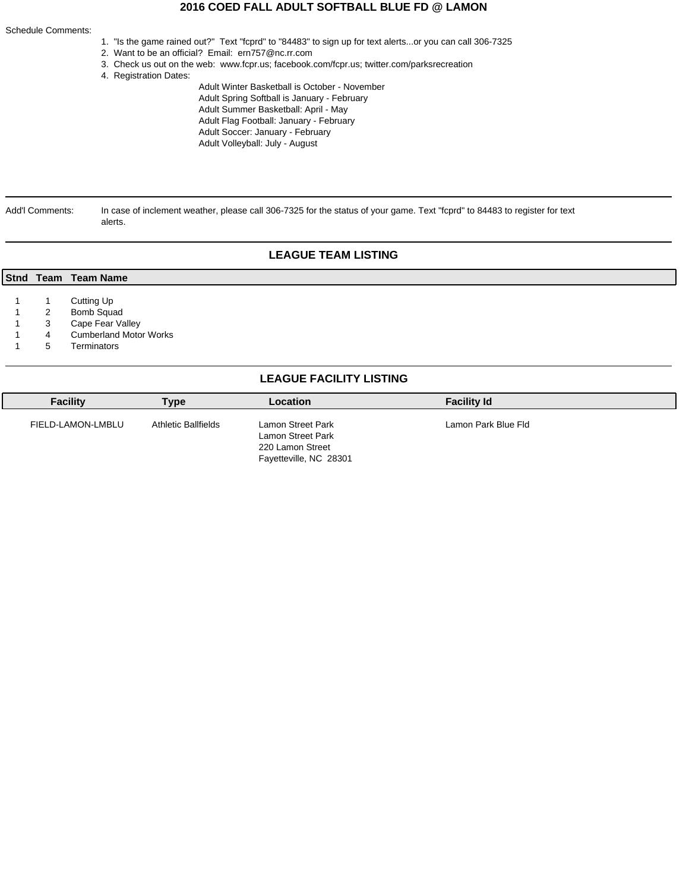# 2016 COED FALL ADULT SOFTBALL BLUE FD @ LAMON

Schedule Comments:

1. "Is the game rained out?" Text "fcprd" to "84483" to sign up for text alerts...or you can call 306-7325
2. Want to be an official? Email: ern757@nc.rr.com
3. Check us out on the web: www.fcpr.us; facebook.com/fcpr.us; twitter.com/parksrecreation
4. Registration Dates:
   Adult Winter Basketball is October - November
   Adult Spring Softball is January - February
   Adult Summer Basketball: April - May
   Adult Flag Football: January - February
   Adult Soccer: January - February
   Adult Volleyball: July - August

Add'l Comments: In case of inclement weather, please call 306-7325 for the status of your game. Text "fcprd" to 84483 to register for text alerts.

## LEAGUE TEAM LISTING

| Stnd | Team | Team Name |
|---|---|---|
| 1 | 1 | Cutting Up |
| 1 | 2 | Bomb Squad |
| 1 | 3 | Cape Fear Valley |
| 1 | 4 | Cumberland Motor Works |
| 1 | 5 | Terminators |

## LEAGUE FACILITY LISTING

| Facility | Type | Location | Facility Id |
|---|---|---|---|
| FIELD-LAMON-LMBLU | Athletic Ballfields | Lamon Street Park<br>Lamon Street Park<br>220 Lamon Street<br>Fayetteville, NC 28301 | Lamon Park Blue Fld |